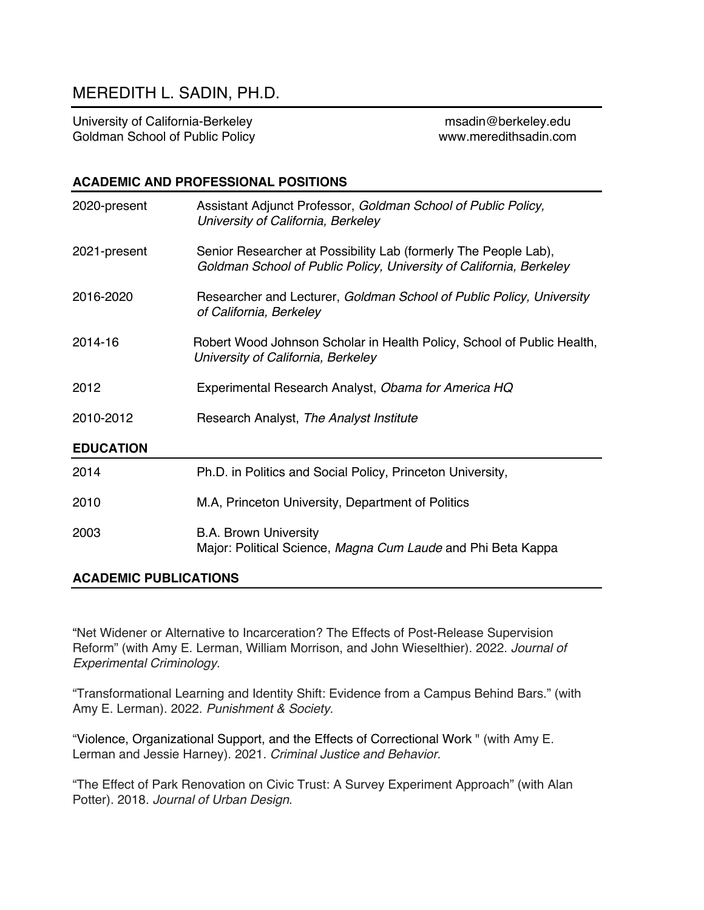# MEREDITH L. SADIN, PH.D.

University of California-Berkeley
Goldman School of Public Policy

msadin@berkeley.edu
www.meredithsadin.com

## ACADEMIC AND PROFESSIONAL POSITIONS

| | |
|---|---|
| 2020-present | Assistant Adjunct Professor, *Goldman School of Public Policy, University of California, Berkeley* |
| 2021-present | Senior Researcher at Possibility Lab (formerly The People Lab), *Goldman School of Public Policy, University of California, Berkeley* |
| 2016-2020 | Researcher and Lecturer, *Goldman School of Public Policy, University of California, Berkeley* |
| 2014-16 | Robert Wood Johnson Scholar in Health Policy, School of Public Health, *University of California, Berkeley* |
| 2012 | Experimental Research Analyst, *Obama for America HQ* |
| 2010-2012 | Research Analyst, *The Analyst Institute* |

## EDUCATION

| | |
|---|---|
| 2014 | Ph.D. in Politics and Social Policy, Princeton University, |
| 2010 | M.A, Princeton University, Department of Politics |
| 2003 | B.A. Brown University<br>Major: Political Science, *Magna Cum Laude* and Phi Beta Kappa |

## ACADEMIC PUBLICATIONS

"Net Widener or Alternative to Incarceration? The Effects of Post-Release Supervision Reform" (with Amy E. Lerman, William Morrison, and John Wieselthier). 2022. *Journal of Experimental Criminology.*

"Transformational Learning and Identity Shift: Evidence from a Campus Behind Bars." (with Amy E. Lerman). 2022. *Punishment & Society.*

"Violence, Organizational Support, and the Effects of Correctional Work " (with Amy E. Lerman and Jessie Harney). 2021. *Criminal Justice and Behavior.*

"The Effect of Park Renovation on Civic Trust: A Survey Experiment Approach" (with Alan Potter). 2018. *Journal of Urban Design*.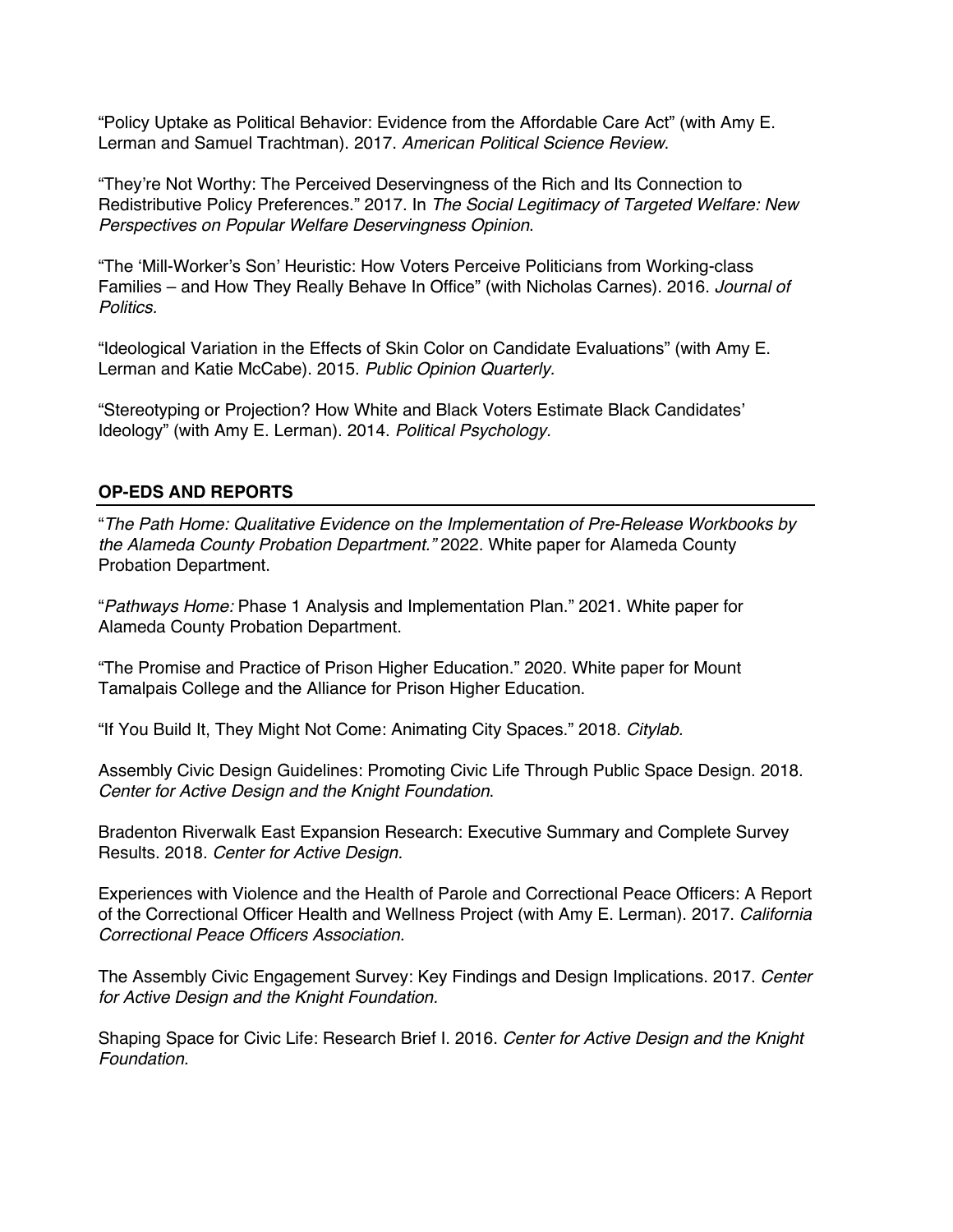"Policy Uptake as Political Behavior: Evidence from the Affordable Care Act" (with Amy E. Lerman and Samuel Trachtman). 2017. *American Political Science Review*.

"They're Not Worthy: The Perceived Deservingness of the Rich and Its Connection to Redistributive Policy Preferences." 2017. In *The Social Legitimacy of Targeted Welfare: New Perspectives on Popular Welfare Deservingness Opinion*.

"The 'Mill-Worker's Son' Heuristic: How Voters Perceive Politicians from Working-class Families – and How They Really Behave In Office" (with Nicholas Carnes). 2016. *Journal of Politics*.

"Ideological Variation in the Effects of Skin Color on Candidate Evaluations" (with Amy E. Lerman and Katie McCabe). 2015. *Public Opinion Quarterly.*

"Stereotyping or Projection? How White and Black Voters Estimate Black Candidates' Ideology" (with Amy E. Lerman). 2014. *Political Psychology*.

## OP-EDS AND REPORTS

"*The Path Home: Qualitative Evidence on the Implementation of Pre-Release Workbooks by the Alameda County Probation Department."* 2022. White paper for Alameda County Probation Department.

"*Pathways Home:* Phase 1 Analysis and Implementation Plan." 2021. White paper for Alameda County Probation Department.

"The Promise and Practice of Prison Higher Education." 2020. White paper for Mount Tamalpais College and the Alliance for Prison Higher Education.

"If You Build It, They Might Not Come: Animating City Spaces." 2018. *Citylab.*

Assembly Civic Design Guidelines: Promoting Civic Life Through Public Space Design. 2018. *Center for Active Design and the Knight Foundation*.

Bradenton Riverwalk East Expansion Research: Executive Summary and Complete Survey Results. 2018. *Center for Active Design.*

Experiences with Violence and the Health of Parole and Correctional Peace Officers: A Report of the Correctional Officer Health and Wellness Project (with Amy E. Lerman). 2017. *California Correctional Peace Officers Association.*

The Assembly Civic Engagement Survey: Key Findings and Design Implications. 2017. *Center for Active Design and the Knight Foundation.*

Shaping Space for Civic Life: Research Brief I. 2016. *Center for Active Design and the Knight Foundation.*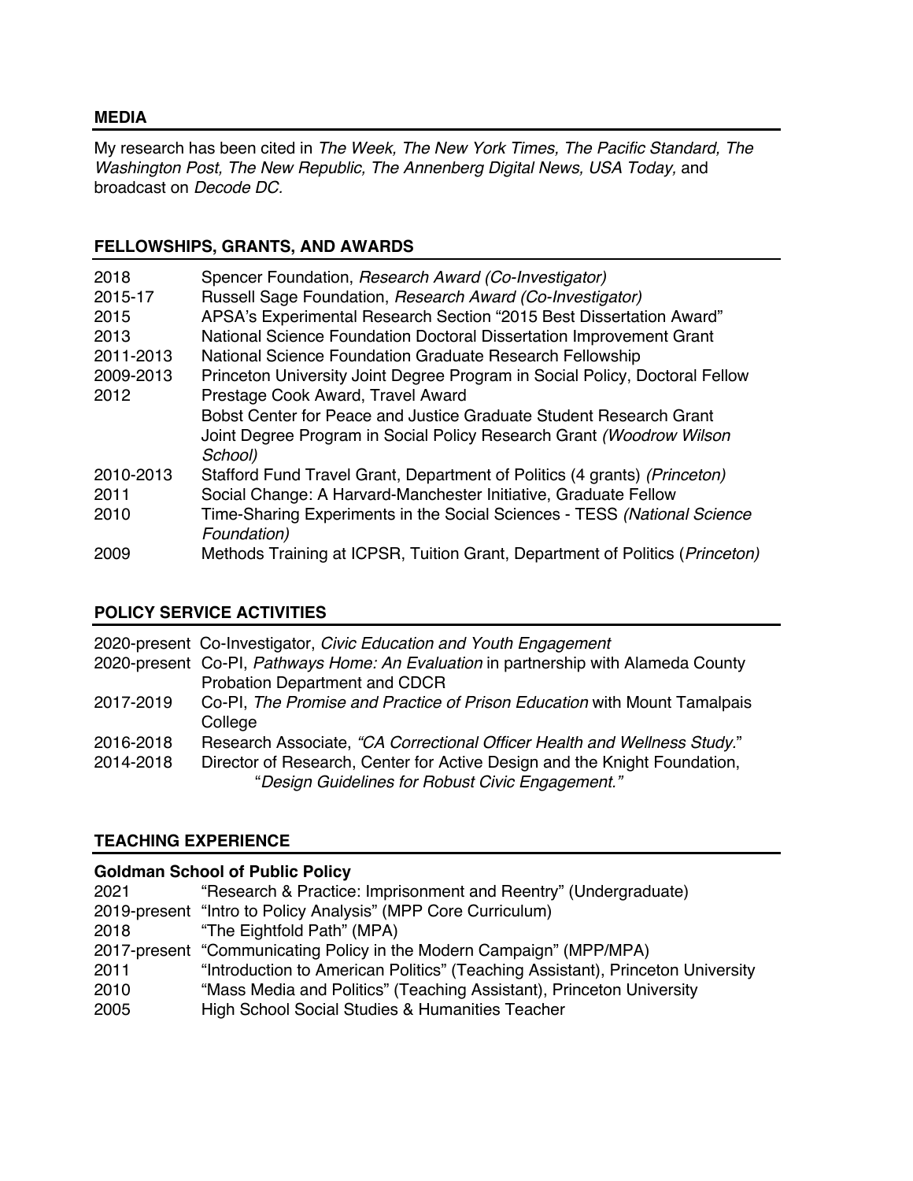## MEDIA

My research has been cited in *The Week, The New York Times, The Pacific Standard, The Washington Post, The New Republic, The Annenberg Digital News, USA Today,* and broadcast on *Decode DC.*

## FELLOWSHIPS, GRANTS, AND AWARDS

| | |
|---|---|
| 2018 | Spencer Foundation, *Research Award (Co-Investigator)* |
| 2015-17 | Russell Sage Foundation, *Research Award (Co-Investigator)* |
| 2015 | APSA's Experimental Research Section "2015 Best Dissertation Award" |
| 2013 | National Science Foundation Doctoral Dissertation Improvement Grant |
| 2011-2013 | National Science Foundation Graduate Research Fellowship |
| 2009-2013 | Princeton University Joint Degree Program in Social Policy, Doctoral Fellow |
| 2012 | Prestage Cook Award, Travel Award |
| | Bobst Center for Peace and Justice Graduate Student Research Grant |
| | Joint Degree Program in Social Policy Research Grant *(Woodrow Wilson School)* |
| 2010-2013 | Stafford Fund Travel Grant, Department of Politics (4 grants) *(Princeton)* |
| 2011 | Social Change: A Harvard-Manchester Initiative, Graduate Fellow |
| 2010 | Time-Sharing Experiments in the Social Sciences - TESS *(National Science Foundation)* |
| 2009 | Methods Training at ICPSR, Tuition Grant, Department of Politics (*Princeton)* |

## POLICY SERVICE ACTIVITIES

| | |
|---|---|
| 2020-present | Co-Investigator, *Civic Education and Youth Engagement* |
| 2020-present | Co-PI, *Pathways Home: An Evaluation* in partnership with Alameda County Probation Department and CDCR |
| 2017-2019 | Co-PI, *The Promise and Practice of Prison Education* with Mount Tamalpais College |
| 2016-2018 | Research Associate, *"CA Correctional Officer Health and Wellness Study.*" |
| 2014-2018 | Director of Research, Center for Active Design and the Knight Foundation, "*Design Guidelines for Robust Civic Engagement."* |

## TEACHING EXPERIENCE

### Goldman School of Public Policy

| | |
|---|---|
| 2021 | "Research & Practice: Imprisonment and Reentry" (Undergraduate) |
| 2019-present | "Intro to Policy Analysis" (MPP Core Curriculum) |
| 2018 | "The Eightfold Path" (MPA) |
| 2017-present | "Communicating Policy in the Modern Campaign" (MPP/MPA) |
| 2011 | "Introduction to American Politics" (Teaching Assistant), Princeton University |
| 2010 | "Mass Media and Politics" (Teaching Assistant), Princeton University |
| 2005 | High School Social Studies & Humanities Teacher |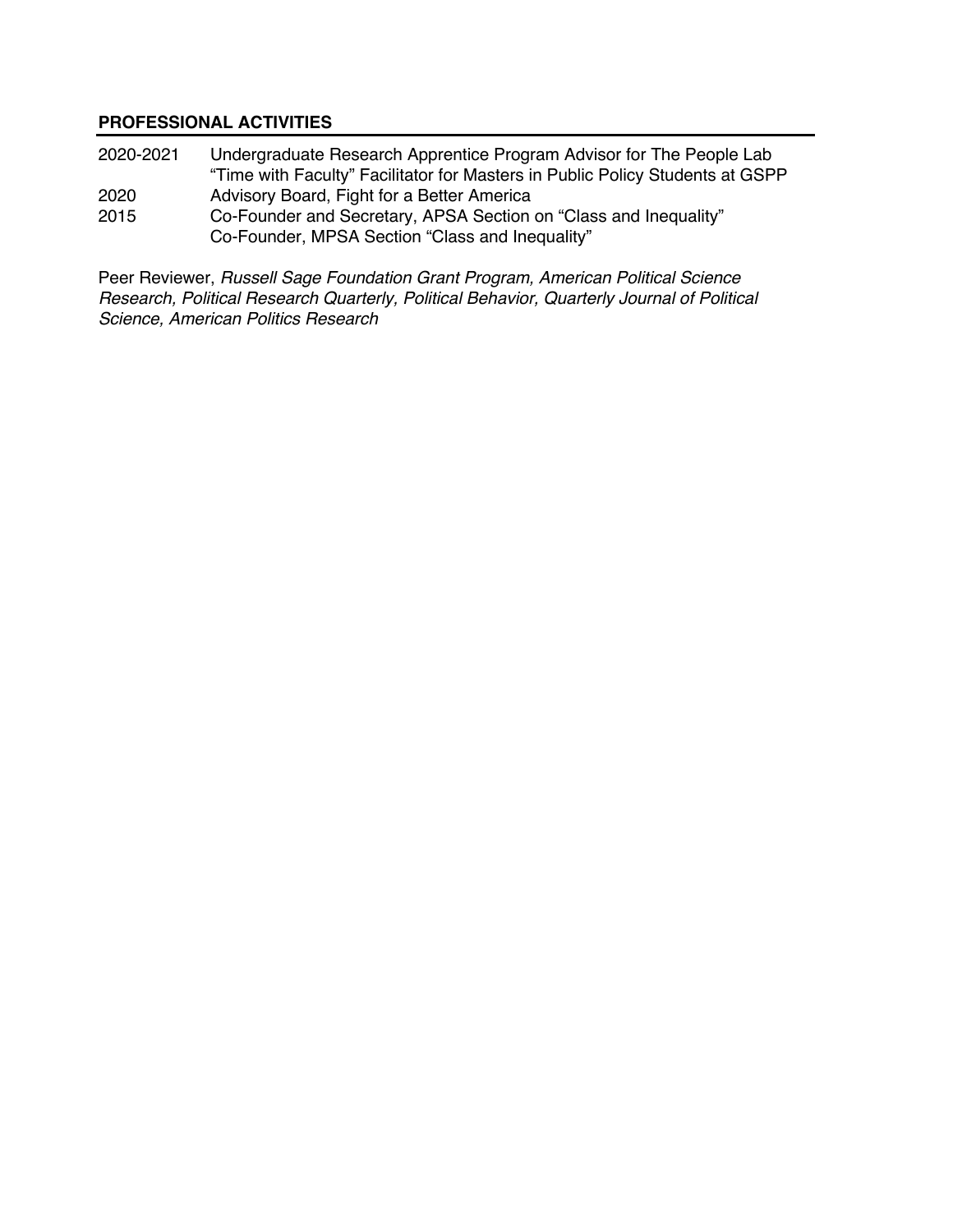## PROFESSIONAL ACTIVITIES

| | |
|---|---|
| 2020-2021 | Undergraduate Research Apprentice Program Advisor for The People Lab |
| | "Time with Faculty" Facilitator for Masters in Public Policy Students at GSPP |
| 2020 | Advisory Board, Fight for a Better America |
| 2015 | Co-Founder and Secretary, APSA Section on "Class and Inequality" |
| | Co-Founder, MPSA Section "Class and Inequality" |

Peer Reviewer, *Russell Sage Foundation Grant Program, American Political Science Research, Political Research Quarterly, Political Behavior, Quarterly Journal of Political Science, American Politics Research*